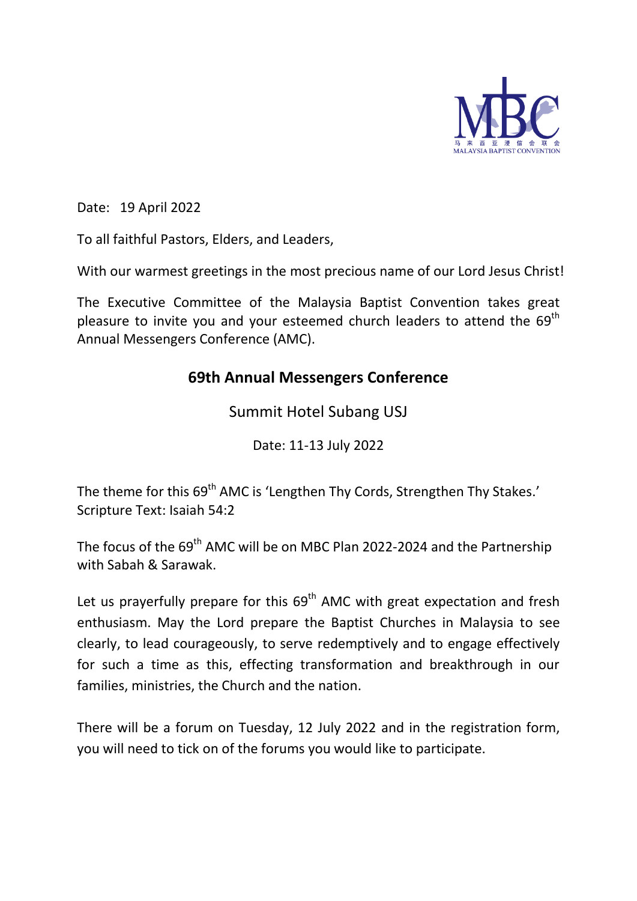马来西亚浸信会联会
MALAYSIA BAPTIST CONVENTION

Date: 19 April 2022

To all faithful Pastors, Elders, and Leaders,

With our warmest greetings in the most precious name of our Lord Jesus Christ!

The Executive Committee of the Malaysia Baptist Convention takes great pleasure to invite you and your esteemed church leaders to attend the 69th Annual Messengers Conference (AMC).

## 69th Annual Messengers Conference

Summit Hotel Subang USJ

Date: 11-13 July 2022

The theme for this 69th AMC is 'Lengthen Thy Cords, Strengthen Thy Stakes.'
Scripture Text: Isaiah 54:2

The focus of the 69th AMC will be on MBC Plan 2022-2024 and the Partnership with Sabah & Sarawak.

Let us prayerfully prepare for this 69th AMC with great expectation and fresh enthusiasm. May the Lord prepare the Baptist Churches in Malaysia to see clearly, to lead courageously, to serve redemptively and to engage effectively for such a time as this, effecting transformation and breakthrough in our families, ministries, the Church and the nation.

There will be a forum on Tuesday, 12 July 2022 and in the registration form, you will need to tick on of the forums you would like to participate.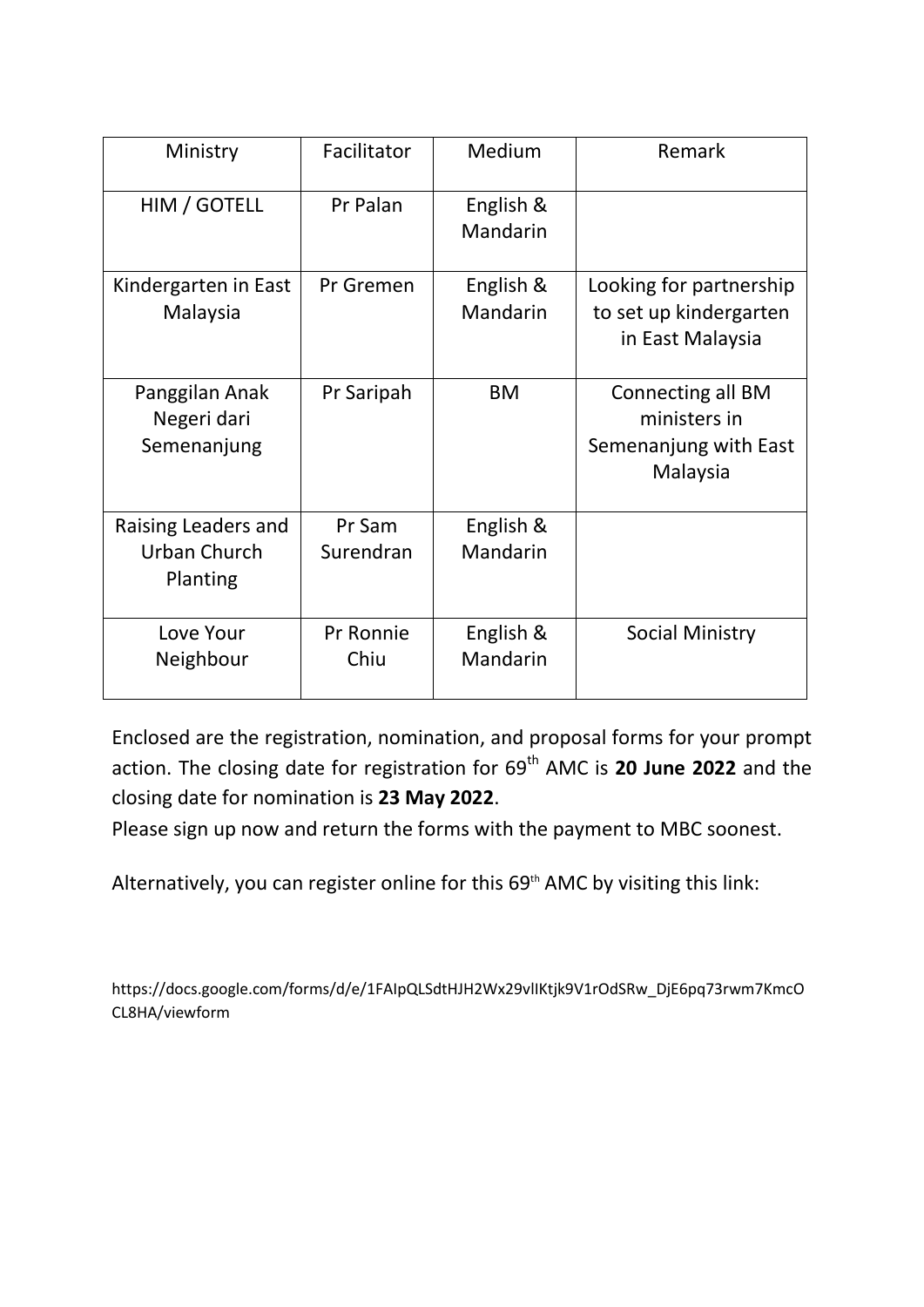| Ministry | Facilitator | Medium | Remark |
| --- | --- | --- | --- |
| HIM / GOTELL | Pr Palan | English & Mandarin | |
| Kindergarten in East Malaysia | Pr Gremen | English & Mandarin | Looking for partnership to set up kindergarten in East Malaysia |
| Panggilan Anak Negeri dari Semenanjung | Pr Saripah | BM | Connecting all BM ministers in Semenanjung with East Malaysia |
| Raising Leaders and Urban Church Planting | Pr Sam Surendran | English & Mandarin | |
| Love Your Neighbour | Pr Ronnie Chiu | English & Mandarin | Social Ministry |

Enclosed are the registration, nomination, and proposal forms for your prompt action. The closing date for registration for 69th AMC is **20 June 2022** and the closing date for nomination is **23 May 2022**.
Please sign up now and return the forms with the payment to MBC soonest.

Alternatively, you can register online for this 69th AMC by visiting this link:

https://docs.google.com/forms/d/e/1FAIpQLSdtHJH2Wx29vlIKtjk9V1rOdSRw_DjE6pq73rwm7KmcOCL8HA/viewform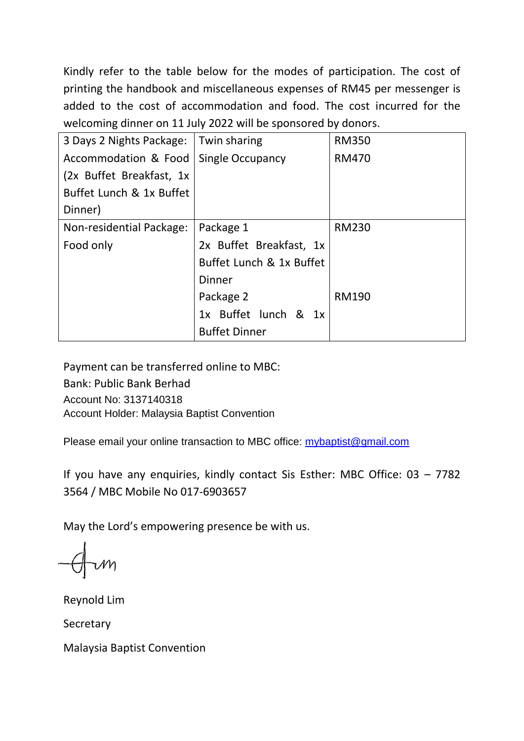Kindly refer to the table below for the modes of participation. The cost of printing the handbook and miscellaneous expenses of RM45 per messenger is added to the cost of accommodation and food. The cost incurred for the welcoming dinner on 11 July 2022 will be sponsored by donors.

| | | |
|---|---|---|
| 3 Days 2 Nights Package: Accommodation & Food (2x Buffet Breakfast, 1x Buffet Lunch & 1x Buffet Dinner) | Twin sharing<br>Single Occupancy | RM350<br>RM470 |
| Non-residential Package: Food only | Package 1<br>2x Buffet Breakfast, 1x Buffet Lunch & 1x Buffet Dinner<br>Package 2<br>1x Buffet lunch & 1x Buffet Dinner | RM230<br><br><br>RM190 |

Payment can be transferred online to MBC:
Bank: Public Bank Berhad
Account No: 3137140318
Account Holder: Malaysia Baptist Convention

Please email your online transaction to MBC office: mybaptist@gmail.com

If you have any enquiries, kindly contact Sis Esther: MBC Office: 03 – 7782 3564 / MBC Mobile No 017-6903657

May the Lord's empowering presence be with us.

Reynold Lim

Secretary

Malaysia Baptist Convention